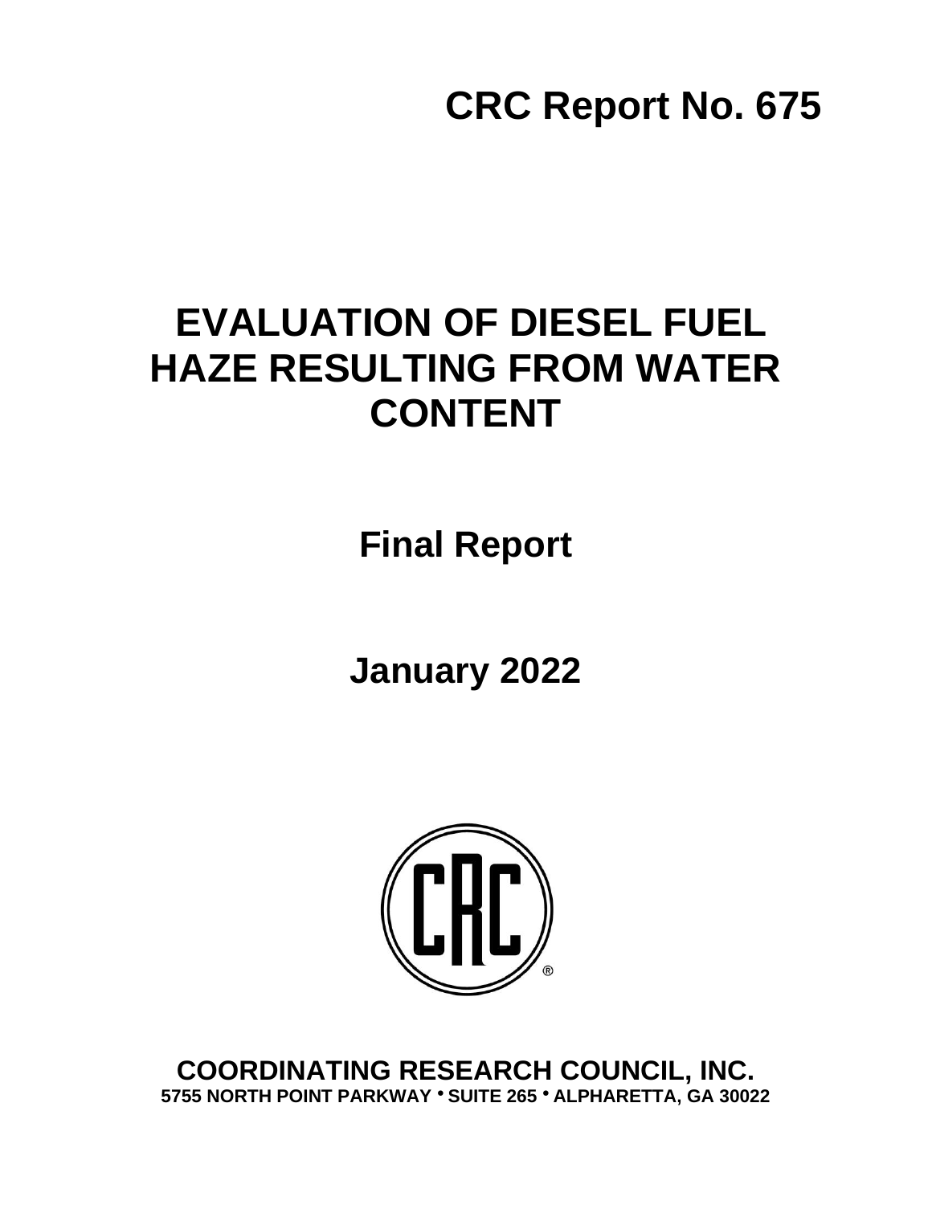**CRC Report No. 675**

# EVALUATION OF DIESEL FUEL HAZE RESULTING FROM WATER CONTENT

## Final Report

## January 2022

**COORDINATING RESEARCH COUNCIL, INC.**
**5755 NORTH POINT PARKWAY • SUITE 265 • ALPHARETTA, GA 30022**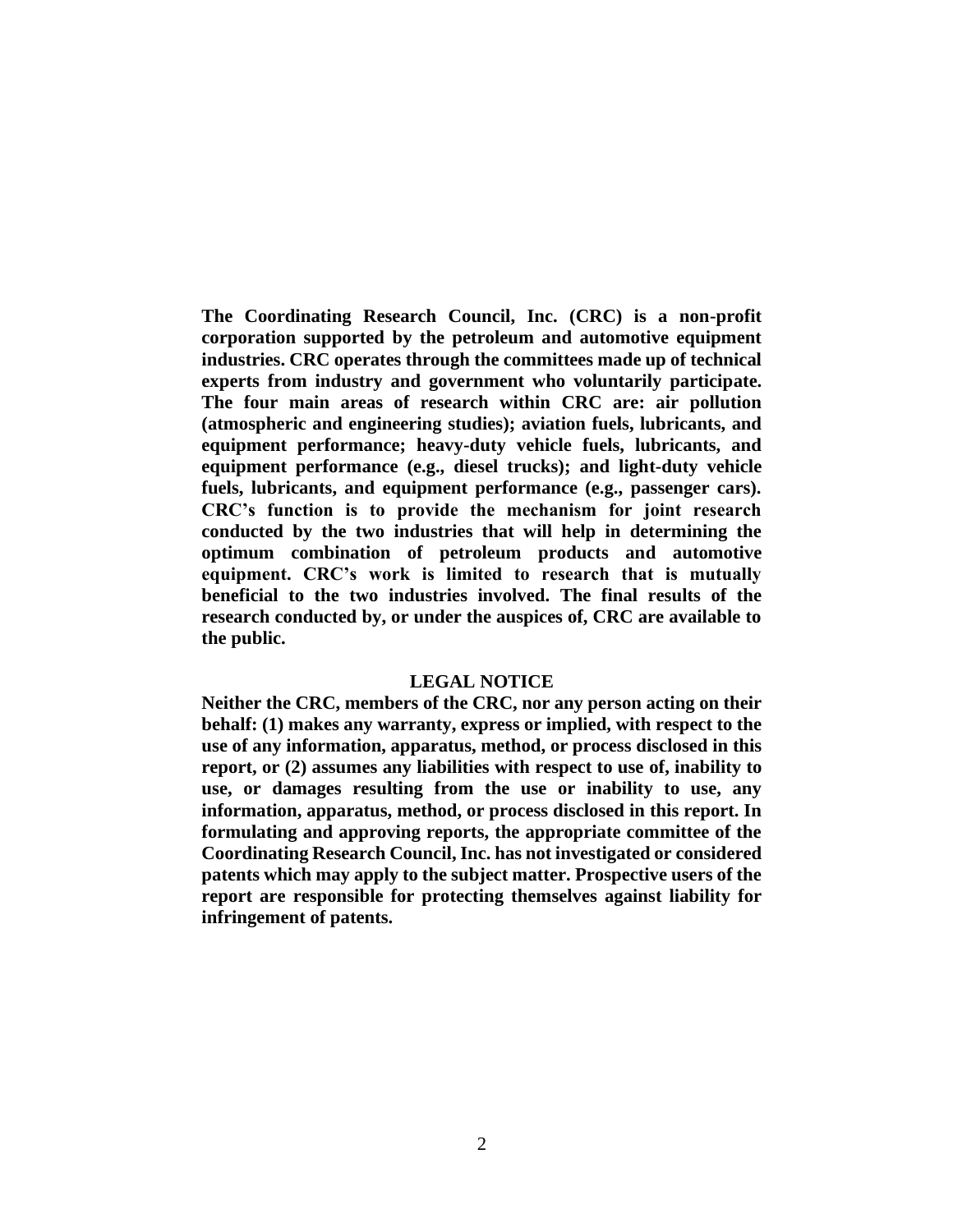**The Coordinating Research Council, Inc. (CRC) is a non-profit corporation supported by the petroleum and automotive equipment industries. CRC operates through the committees made up of technical experts from industry and government who voluntarily participate. The four main areas of research within CRC are: air pollution (atmospheric and engineering studies); aviation fuels, lubricants, and equipment performance; heavy-duty vehicle fuels, lubricants, and equipment performance (e.g., diesel trucks); and light-duty vehicle fuels, lubricants, and equipment performance (e.g., passenger cars). CRC's function is to provide the mechanism for joint research conducted by the two industries that will help in determining the optimum combination of petroleum products and automotive equipment. CRC's work is limited to research that is mutually beneficial to the two industries involved. The final results of the research conducted by, or under the auspices of, CRC are available to the public.**

## LEGAL NOTICE

**Neither the CRC, members of the CRC, nor any person acting on their behalf: (1) makes any warranty, express or implied, with respect to the use of any information, apparatus, method, or process disclosed in this report, or (2) assumes any liabilities with respect to use of, inability to use, or damages resulting from the use or inability to use, any information, apparatus, method, or process disclosed in this report. In formulating and approving reports, the appropriate committee of the Coordinating Research Council, Inc. has not investigated or considered patents which may apply to the subject matter. Prospective users of the report are responsible for protecting themselves against liability for infringement of patents.**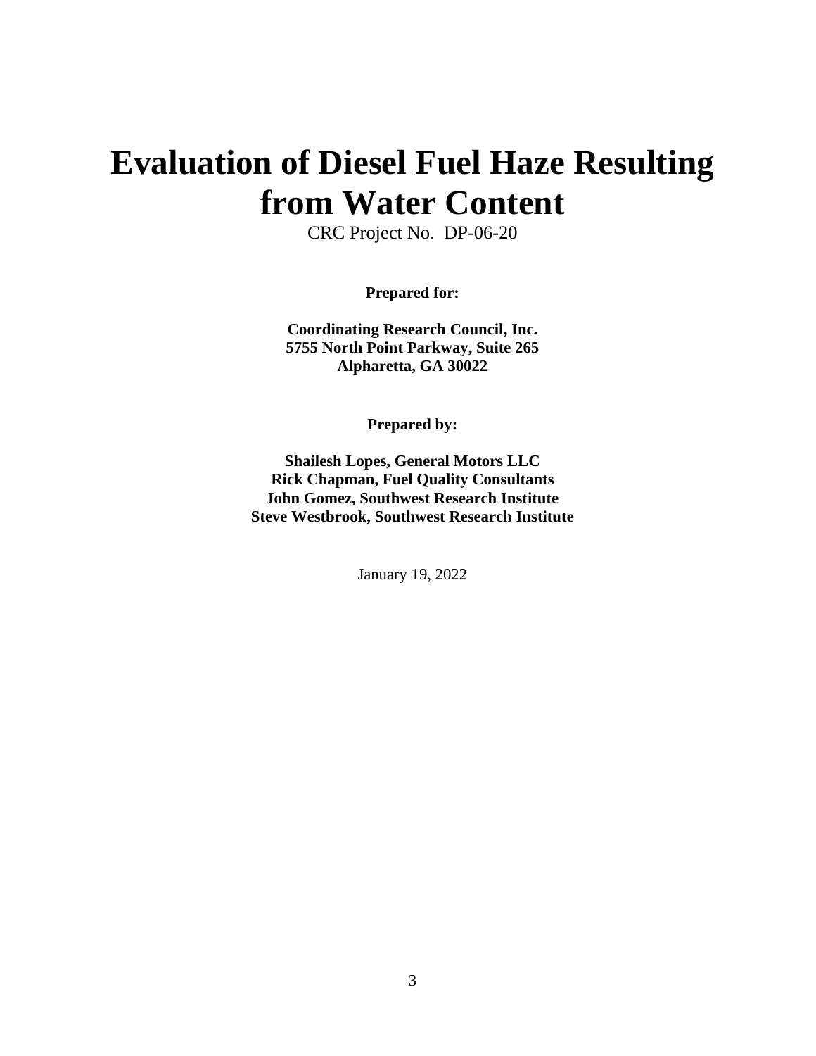# Evaluation of Diesel Fuel Haze Resulting from Water Content

CRC Project No. DP-06-20

**Prepared for:**

**Coordinating Research Council, Inc.**
**5755 North Point Parkway, Suite 265**
**Alpharetta, GA 30022**

**Prepared by:**

**Shailesh Lopes, General Motors LLC**
**Rick Chapman, Fuel Quality Consultants**
**John Gomez, Southwest Research Institute**
**Steve Westbrook, Southwest Research Institute**

January 19, 2022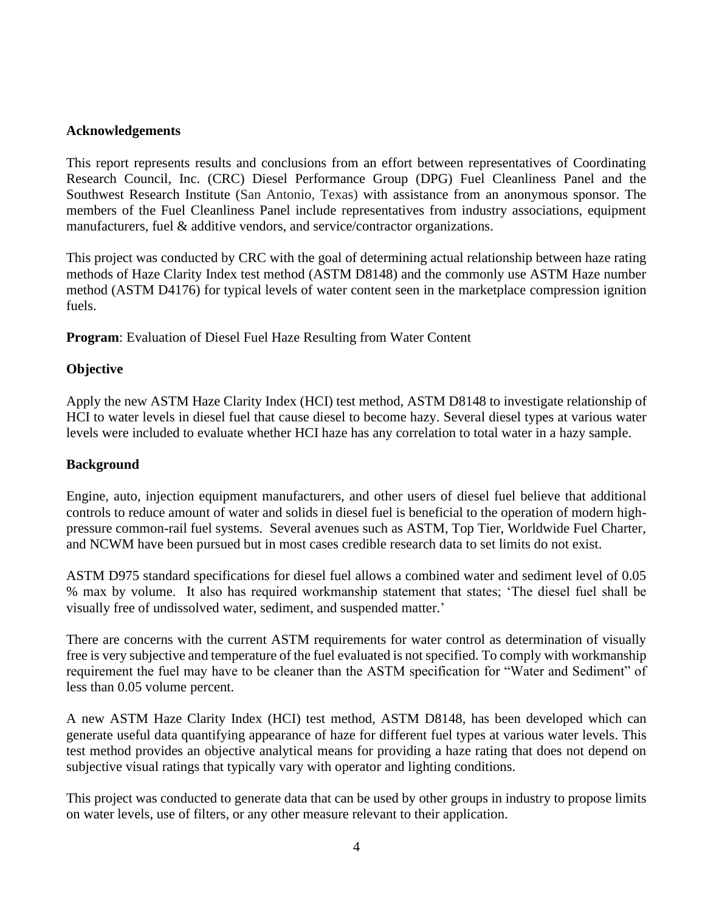**Acknowledgements**

This report represents results and conclusions from an effort between representatives of Coordinating Research Council, Inc. (CRC) Diesel Performance Group (DPG) Fuel Cleanliness Panel and the Southwest Research Institute (San Antonio, Texas) with assistance from an anonymous sponsor. The members of the Fuel Cleanliness Panel include representatives from industry associations, equipment manufacturers, fuel & additive vendors, and service/contractor organizations.

This project was conducted by CRC with the goal of determining actual relationship between haze rating methods of Haze Clarity Index test method (ASTM D8148) and the commonly use ASTM Haze number method (ASTM D4176) for typical levels of water content seen in the marketplace compression ignition fuels.

**Program**: Evaluation of Diesel Fuel Haze Resulting from Water Content

**Objective**

Apply the new ASTM Haze Clarity Index (HCI) test method, ASTM D8148 to investigate relationship of HCI to water levels in diesel fuel that cause diesel to become hazy. Several diesel types at various water levels were included to evaluate whether HCI haze has any correlation to total water in a hazy sample.

**Background**

Engine, auto, injection equipment manufacturers, and other users of diesel fuel believe that additional controls to reduce amount of water and solids in diesel fuel is beneficial to the operation of modern high-pressure common-rail fuel systems. Several avenues such as ASTM, Top Tier, Worldwide Fuel Charter, and NCWM have been pursued but in most cases credible research data to set limits do not exist.

ASTM D975 standard specifications for diesel fuel allows a combined water and sediment level of 0.05 % max by volume. It also has required workmanship statement that states; 'The diesel fuel shall be visually free of undissolved water, sediment, and suspended matter.'

There are concerns with the current ASTM requirements for water control as determination of visually free is very subjective and temperature of the fuel evaluated is not specified. To comply with workmanship requirement the fuel may have to be cleaner than the ASTM specification for "Water and Sediment" of less than 0.05 volume percent.

A new ASTM Haze Clarity Index (HCI) test method, ASTM D8148, has been developed which can generate useful data quantifying appearance of haze for different fuel types at various water levels. This test method provides an objective analytical means for providing a haze rating that does not depend on subjective visual ratings that typically vary with operator and lighting conditions.

This project was conducted to generate data that can be used by other groups in industry to propose limits on water levels, use of filters, or any other measure relevant to their application.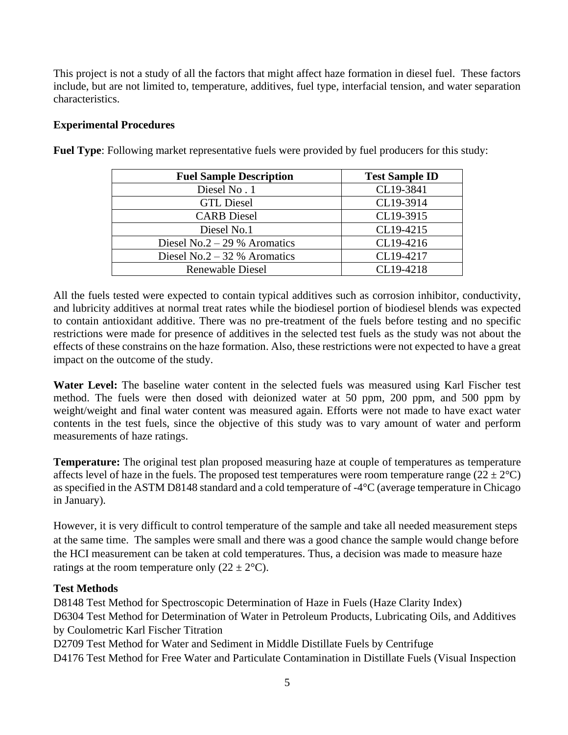This project is not a study of all the factors that might affect haze formation in diesel fuel. These factors include, but are not limited to, temperature, additives, fuel type, interfacial tension, and water separation characteristics.

**Experimental Procedures**

**Fuel Type**: Following market representative fuels were provided by fuel producers for this study:

| Fuel Sample Description | Test Sample ID |
|---|---|
| Diesel No . 1 | CL19-3841 |
| GTL Diesel | CL19-3914 |
| CARB Diesel | CL19-3915 |
| Diesel No.1 | CL19-4215 |
| Diesel No.2 – 29 % Aromatics | CL19-4216 |
| Diesel No.2 – 32 % Aromatics | CL19-4217 |
| Renewable Diesel | CL19-4218 |

All the fuels tested were expected to contain typical additives such as corrosion inhibitor, conductivity, and lubricity additives at normal treat rates while the biodiesel portion of biodiesel blends was expected to contain antioxidant additive. There was no pre-treatment of the fuels before testing and no specific restrictions were made for presence of additives in the selected test fuels as the study was not about the effects of these constrains on the haze formation. Also, these restrictions were not expected to have a great impact on the outcome of the study.

**Water Level:** The baseline water content in the selected fuels was measured using Karl Fischer test method. The fuels were then dosed with deionized water at 50 ppm, 200 ppm, and 500 ppm by weight/weight and final water content was measured again. Efforts were not made to have exact water contents in the test fuels, since the objective of this study was to vary amount of water and perform measurements of haze ratings.

**Temperature:** The original test plan proposed measuring haze at couple of temperatures as temperature affects level of haze in the fuels. The proposed test temperatures were room temperature range ($22 \pm 2$°C) as specified in the ASTM D8148 standard and a cold temperature of -4°C (average temperature in Chicago in January).

However, it is very difficult to control temperature of the sample and take all needed measurement steps at the same time. The samples were small and there was a good chance the sample would change before the HCI measurement can be taken at cold temperatures. Thus, a decision was made to measure haze ratings at the room temperature only ($22 \pm 2$°C).

**Test Methods**

D8148 Test Method for Spectroscopic Determination of Haze in Fuels (Haze Clarity Index)
D6304 Test Method for Determination of Water in Petroleum Products, Lubricating Oils, and Additives by Coulometric Karl Fischer Titration
D2709 Test Method for Water and Sediment in Middle Distillate Fuels by Centrifuge
D4176 Test Method for Free Water and Particulate Contamination in Distillate Fuels (Visual Inspection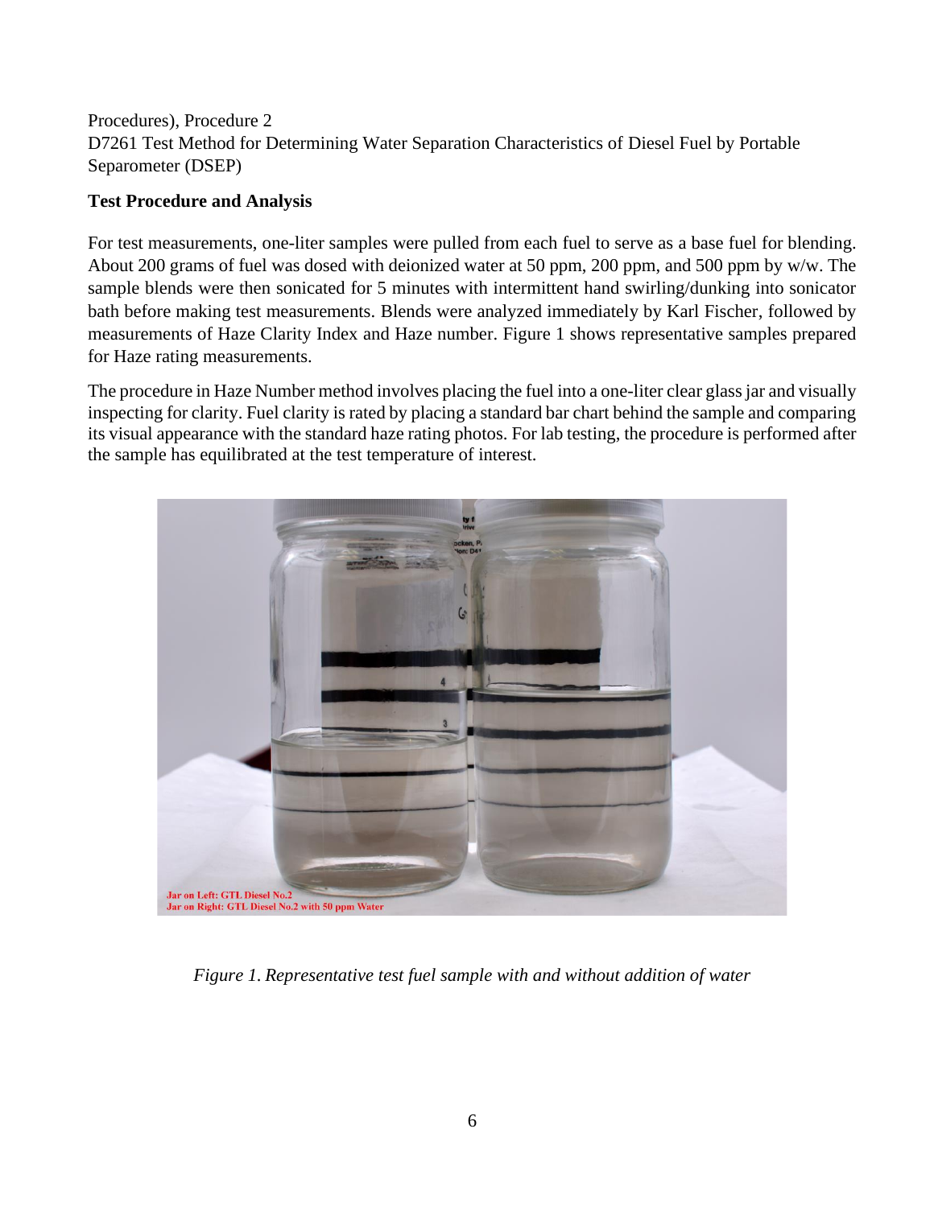Procedures), Procedure 2
D7261 Test Method for Determining Water Separation Characteristics of Diesel Fuel by Portable Separometer (DSEP)

**Test Procedure and Analysis**

For test measurements, one-liter samples were pulled from each fuel to serve as a base fuel for blending. About 200 grams of fuel was dosed with deionized water at 50 ppm, 200 ppm, and 500 ppm by w/w. The sample blends were then sonicated for 5 minutes with intermittent hand swirling/dunking into sonicator bath before making test measurements. Blends were analyzed immediately by Karl Fischer, followed by measurements of Haze Clarity Index and Haze number. Figure 1 shows representative samples prepared for Haze rating measurements.

The procedure in Haze Number method involves placing the fuel into a one-liter clear glass jar and visually inspecting for clarity. Fuel clarity is rated by placing a standard bar chart behind the sample and comparing its visual appearance with the standard haze rating photos. For lab testing, the procedure is performed after the sample has equilibrated at the test temperature of interest.

Jar on Left: GTL Diesel No.2
Jar on Right: GTL Diesel No.2 with 50 ppm Water

*Figure 1. Representative test fuel sample with and without addition of water*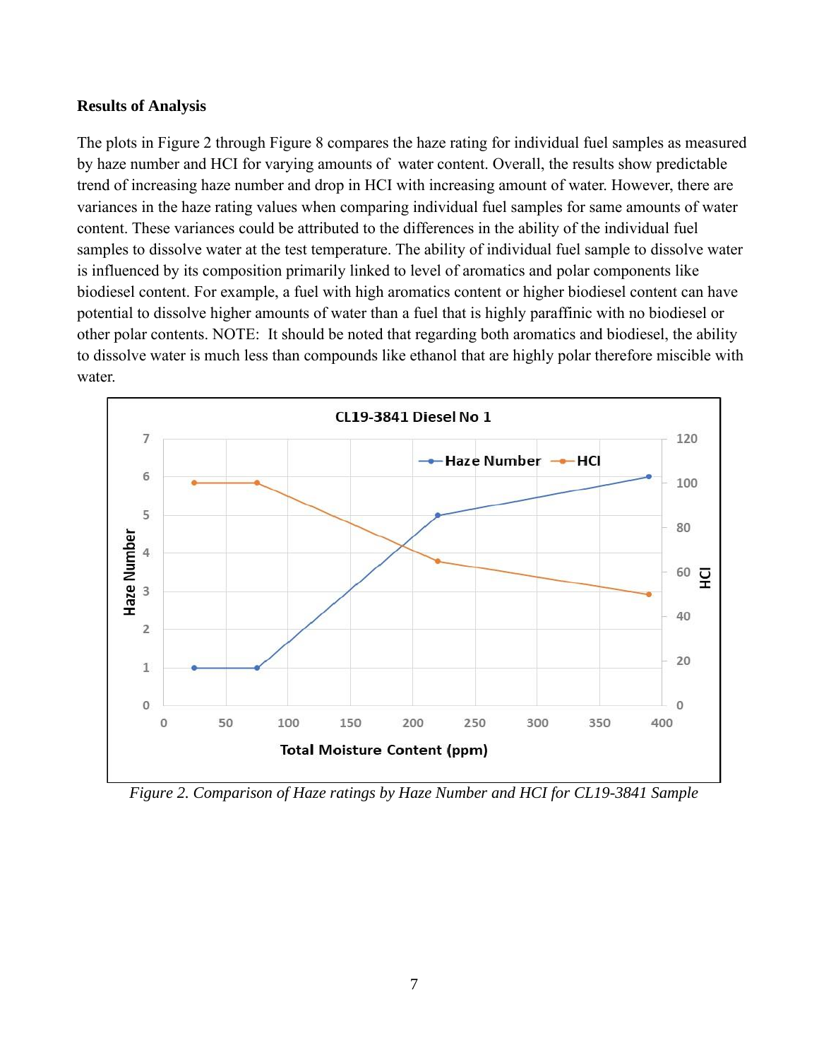**Results of Analysis**

The plots in Figure 2 through Figure 8 compares the haze rating for individual fuel samples as measured by haze number and HCI for varying amounts of water content. Overall, the results show predictable trend of increasing haze number and drop in HCI with increasing amount of water. However, there are variances in the haze rating values when comparing individual fuel samples for same amounts of water content. These variances could be attributed to the differences in the ability of the individual fuel samples to dissolve water at the test temperature. The ability of individual fuel sample to dissolve water is influenced by its composition primarily linked to level of aromatics and polar components like biodiesel content. For example, a fuel with high aromatics content or higher biodiesel content can have potential to dissolve higher amounts of water than a fuel that is highly paraffinic with no biodiesel or other polar contents. NOTE: It should be noted that regarding both aromatics and biodiesel, the ability to dissolve water is much less than compounds like ethanol that are highly polar therefore miscible with water.

*Figure 2. Comparison of Haze ratings by Haze Number and HCI for CL19-3841 Sample*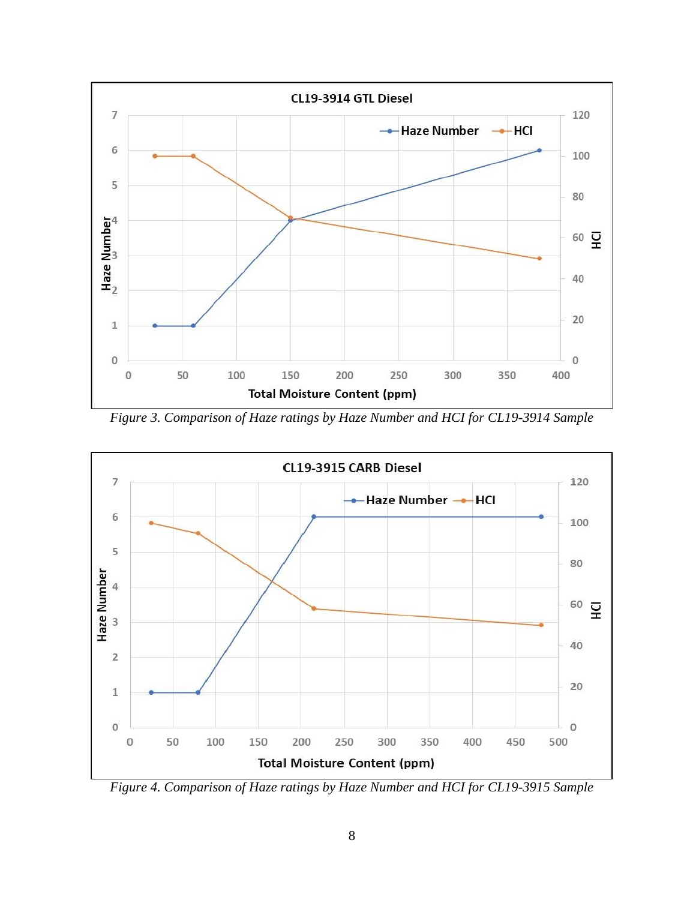*Figure 3. Comparison of Haze ratings by Haze Number and HCI for CL19-3914 Sample*

*Figure 4. Comparison of Haze ratings by Haze Number and HCI for CL19-3915 Sample*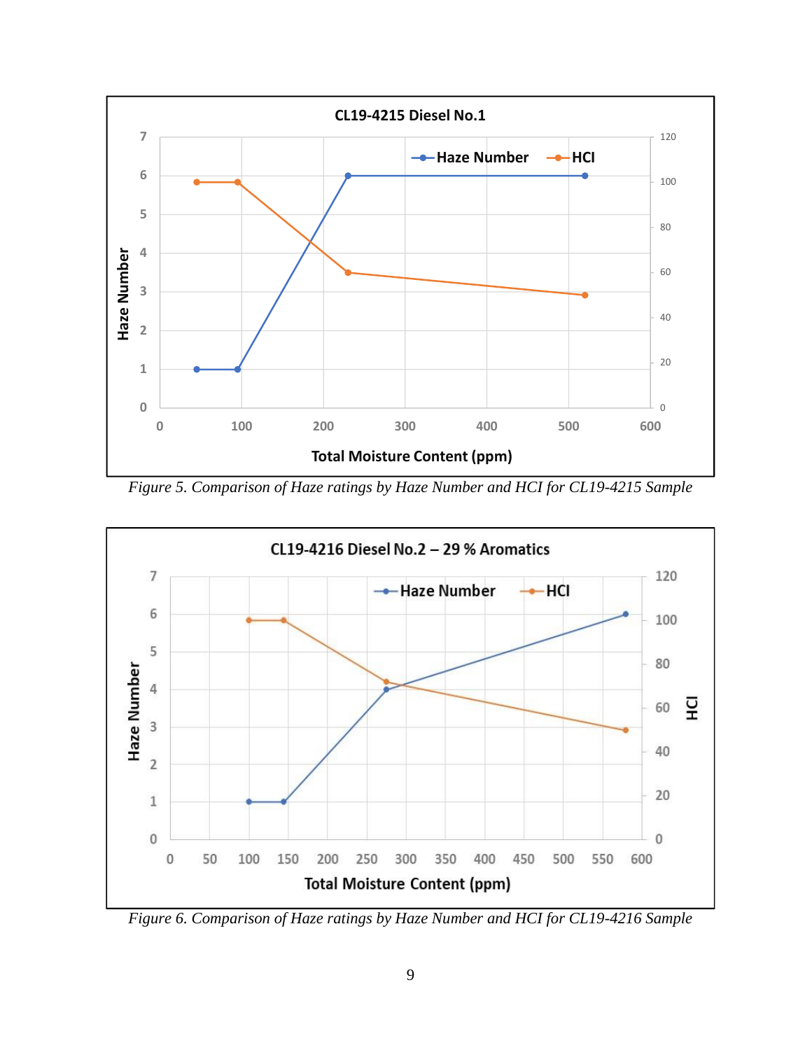*Figure 5. Comparison of Haze ratings by Haze Number and HCI for CL19-4215 Sample*

*Figure 6. Comparison of Haze ratings by Haze Number and HCI for CL19-4216 Sample*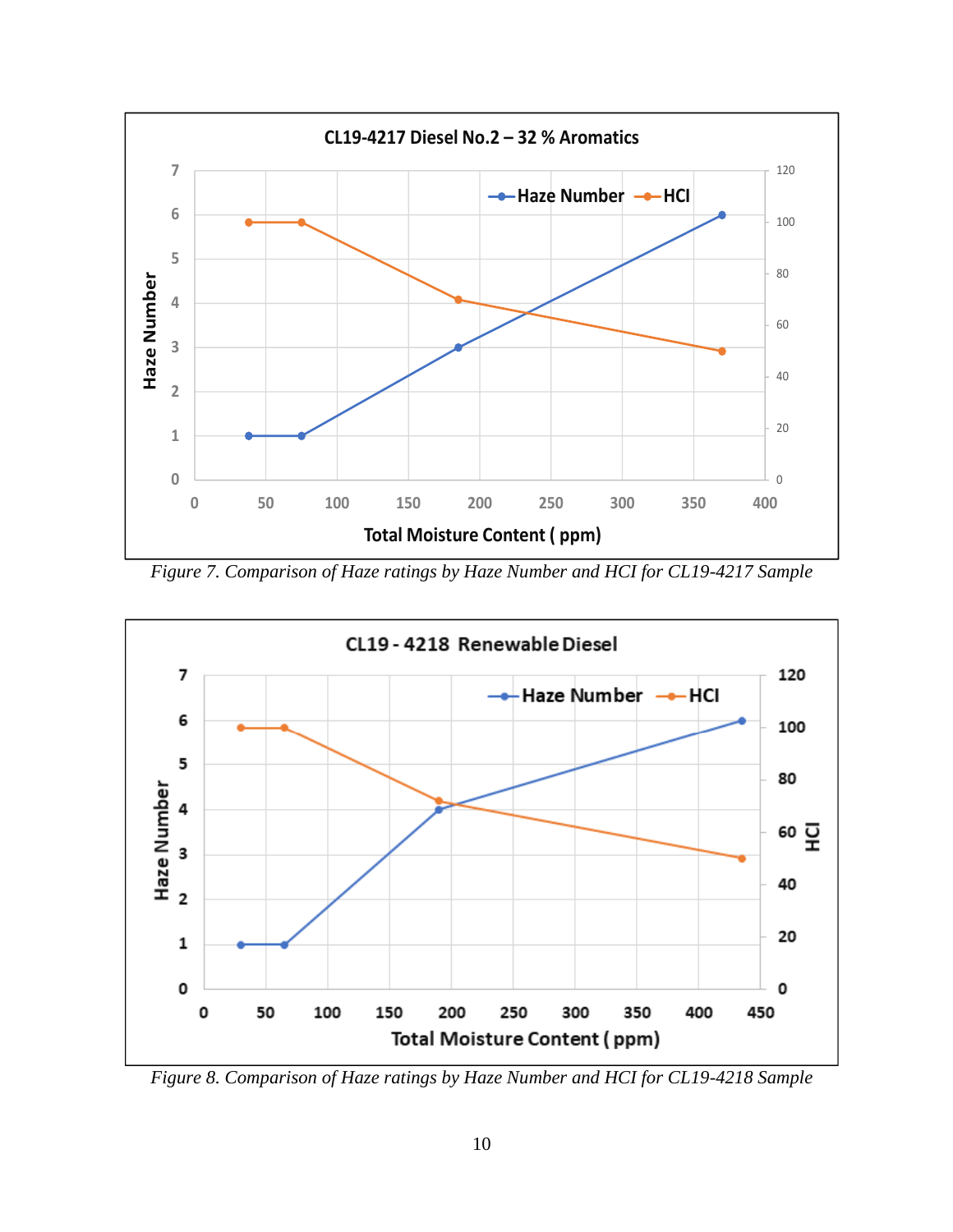*Figure 7. Comparison of Haze ratings by Haze Number and HCI for CL19-4217 Sample*

*Figure 8. Comparison of Haze ratings by Haze Number and HCI for CL19-4218 Sample*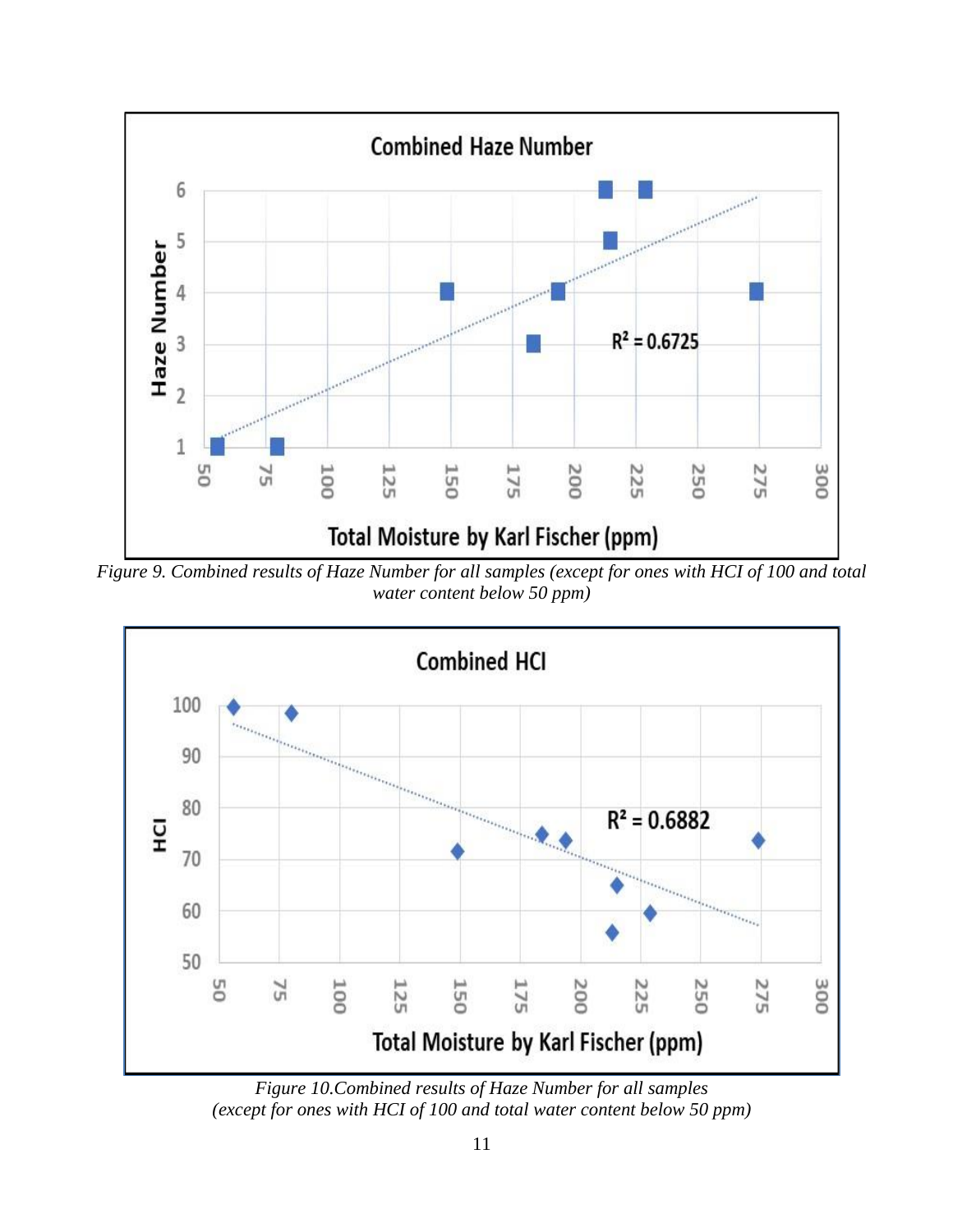Figure 9. Combined results of Haze Number for all samples (except for ones with HCI of 100 and total water content below 50 ppm)

Figure 10.Combined results of Haze Number for all samples (except for ones with HCI of 100 and total water content below 50 ppm)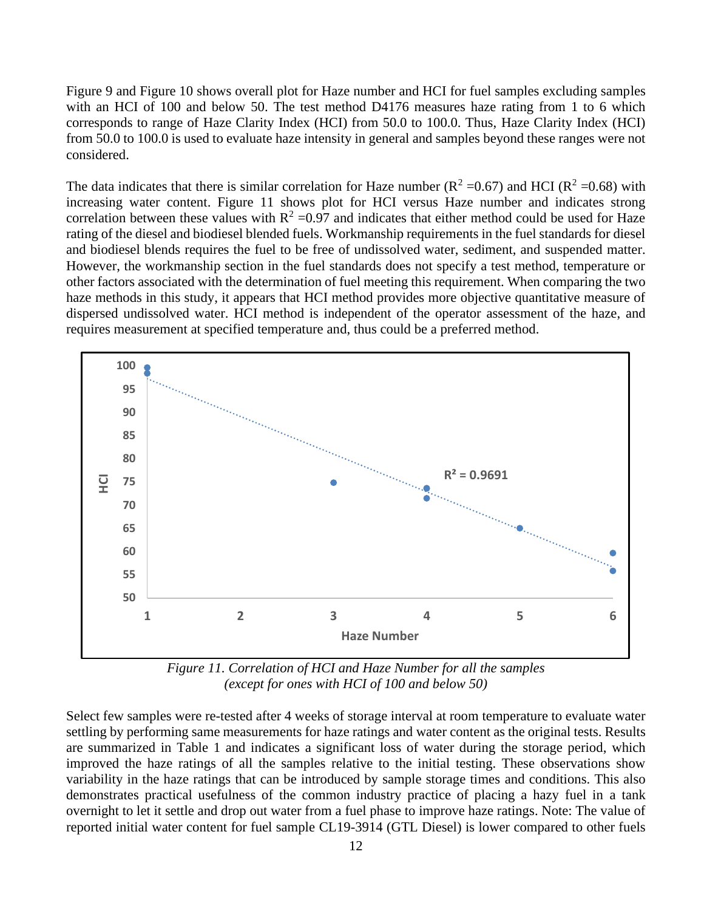Figure 9 and Figure 10 shows overall plot for Haze number and HCI for fuel samples excluding samples with an HCI of 100 and below 50. The test method D4176 measures haze rating from 1 to 6 which corresponds to range of Haze Clarity Index (HCI) from 50.0 to 100.0. Thus, Haze Clarity Index (HCI) from 50.0 to 100.0 is used to evaluate haze intensity in general and samples beyond these ranges were not considered.

The data indicates that there is similar correlation for Haze number ($R^2$ =0.67) and HCI ($R^2$ =0.68) with increasing water content. Figure 11 shows plot for HCI versus Haze number and indicates strong correlation between these values with $R^2$ =0.97 and indicates that either method could be used for Haze rating of the diesel and biodiesel blended fuels. Workmanship requirements in the fuel standards for diesel and biodiesel blends requires the fuel to be free of undissolved water, sediment, and suspended matter. However, the workmanship section in the fuel standards does not specify a test method, temperature or other factors associated with the determination of fuel meeting this requirement. When comparing the two haze methods in this study, it appears that HCI method provides more objective quantitative measure of dispersed undissolved water. HCI method is independent of the operator assessment of the haze, and requires measurement at specified temperature and, thus could be a preferred method.

*Figure 11. Correlation of HCI and Haze Number for all the samples (except for ones with HCI of 100 and below 50)*

Select few samples were re-tested after 4 weeks of storage interval at room temperature to evaluate water settling by performing same measurements for haze ratings and water content as the original tests. Results are summarized in Table 1 and indicates a significant loss of water during the storage period, which improved the haze ratings of all the samples relative to the initial testing. These observations show variability in the haze ratings that can be introduced by sample storage times and conditions. This also demonstrates practical usefulness of the common industry practice of placing a hazy fuel in a tank overnight to let it settle and drop out water from a fuel phase to improve haze ratings. Note: The value of reported initial water content for fuel sample CL19-3914 (GTL Diesel) is lower compared to other fuels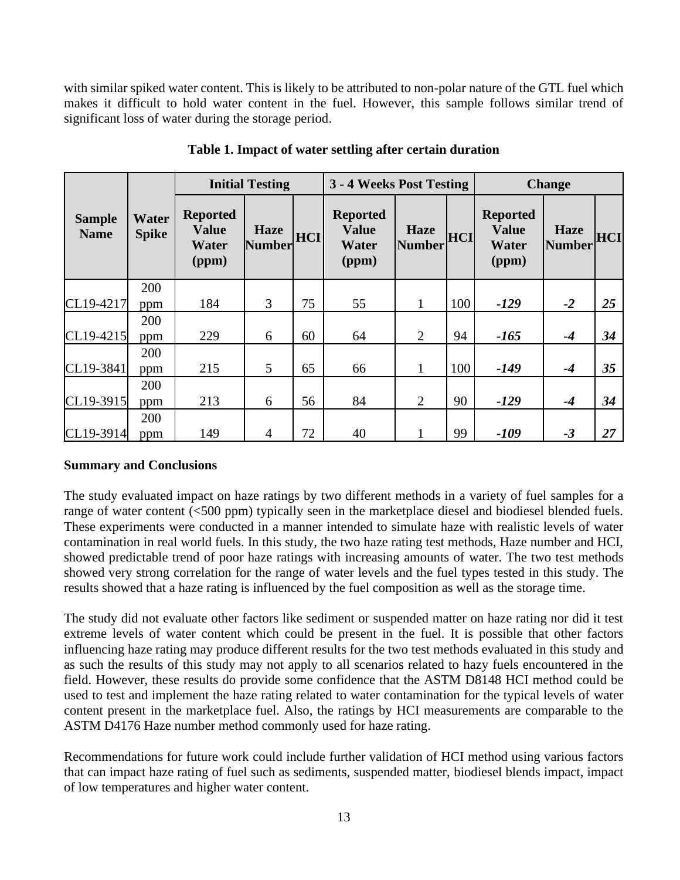with similar spiked water content. This is likely to be attributed to non-polar nature of the GTL fuel which makes it difficult to hold water content in the fuel. However, this sample follows similar trend of significant loss of water during the storage period.

**Table 1. Impact of water settling after certain duration**

| Sample Name | Water Spike | Initial Testing | | | 3 - 4 Weeks Post Testing | | | Change | | |
|---|---|---|---|---|---|---|---|---|---|---|
| | | Reported Value Water (ppm) | Haze Number | HCI | Reported Value Water (ppm) | Haze Number | HCI | Reported Value Water (ppm) | Haze Number | HCI |
| CL19-4217 | 200 ppm | 184 | 3 | 75 | 55 | 1 | 100 | ***-129*** | ***-2*** | ***25*** |
| CL19-4215 | 200 ppm | 229 | 6 | 60 | 64 | 2 | 94 | ***-165*** | ***-4*** | ***34*** |
| CL19-3841 | 200 ppm | 215 | 5 | 65 | 66 | 1 | 100 | ***-149*** | ***-4*** | ***35*** |
| CL19-3915 | 200 ppm | 213 | 6 | 56 | 84 | 2 | 90 | ***-129*** | ***-4*** | ***34*** |
| CL19-3914 | 200 ppm | 149 | 4 | 72 | 40 | 1 | 99 | ***-109*** | ***-3*** | ***27*** |

**Summary and Conclusions**

The study evaluated impact on haze ratings by two different methods in a variety of fuel samples for a range of water content (<500 ppm) typically seen in the marketplace diesel and biodiesel blended fuels. These experiments were conducted in a manner intended to simulate haze with realistic levels of water contamination in real world fuels. In this study, the two haze rating test methods, Haze number and HCI, showed predictable trend of poor haze ratings with increasing amounts of water. The two test methods showed very strong correlation for the range of water levels and the fuel types tested in this study. The results showed that a haze rating is influenced by the fuel composition as well as the storage time.

The study did not evaluate other factors like sediment or suspended matter on haze rating nor did it test extreme levels of water content which could be present in the fuel. It is possible that other factors influencing haze rating may produce different results for the two test methods evaluated in this study and as such the results of this study may not apply to all scenarios related to hazy fuels encountered in the field. However, these results do provide some confidence that the ASTM D8148 HCI method could be used to test and implement the haze rating related to water contamination for the typical levels of water content present in the marketplace fuel. Also, the ratings by HCI measurements are comparable to the ASTM D4176 Haze number method commonly used for haze rating.

Recommendations for future work could include further validation of HCI method using various factors that can impact haze rating of fuel such as sediments, suspended matter, biodiesel blends impact, impact of low temperatures and higher water content.